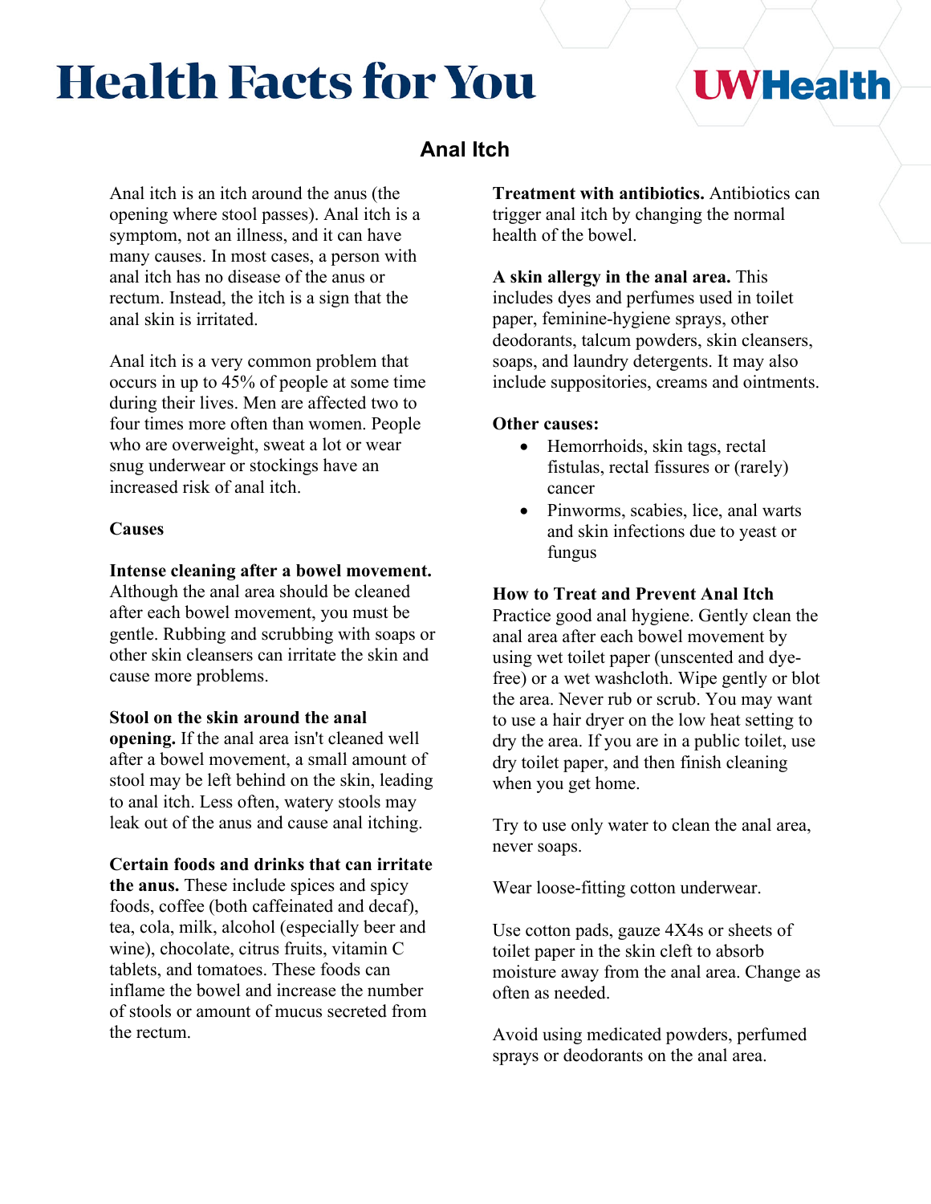# Health Facts for You

UWHealth

## Anal Itch

Anal itch is an itch around the anus (the opening where stool passes). Anal itch is a symptom, not an illness, and it can have many causes. In most cases, a person with anal itch has no disease of the anus or rectum. Instead, the itch is a sign that the anal skin is irritated.

Anal itch is a very common problem that occurs in up to 45% of people at some time during their lives. Men are affected two to four times more often than women. People who are overweight, sweat a lot or wear snug underwear or stockings have an increased risk of anal itch.

### Causes

**Intense cleaning after a bowel movement.** Although the anal area should be cleaned after each bowel movement, you must be gentle. Rubbing and scrubbing with soaps or other skin cleansers can irritate the skin and cause more problems.

**Stool on the skin around the anal opening.** If the anal area isn't cleaned well after a bowel movement, a small amount of stool may be left behind on the skin, leading to anal itch. Less often, watery stools may leak out of the anus and cause anal itching.

**Certain foods and drinks that can irritate the anus.** These include spices and spicy foods, coffee (both caffeinated and decaf), tea, cola, milk, alcohol (especially beer and wine), chocolate, citrus fruits, vitamin C tablets, and tomatoes. These foods can inflame the bowel and increase the number of stools or amount of mucus secreted from the rectum.

**Treatment with antibiotics.** Antibiotics can trigger anal itch by changing the normal health of the bowel.

**A skin allergy in the anal area.** This includes dyes and perfumes used in toilet paper, feminine-hygiene sprays, other deodorants, talcum powders, skin cleansers, soaps, and laundry detergents. It may also include suppositories, creams and ointments.

**Other causes:**

- Hemorrhoids, skin tags, rectal fistulas, rectal fissures or (rarely) cancer
- Pinworms, scabies, lice, anal warts and skin infections due to yeast or fungus

### How to Treat and Prevent Anal Itch

Practice good anal hygiene. Gently clean the anal area after each bowel movement by using wet toilet paper (unscented and dye-free) or a wet washcloth. Wipe gently or blot the area. Never rub or scrub. You may want to use a hair dryer on the low heat setting to dry the area. If you are in a public toilet, use dry toilet paper, and then finish cleaning when you get home.

Try to use only water to clean the anal area, never soaps.

Wear loose-fitting cotton underwear.

Use cotton pads, gauze 4X4s or sheets of toilet paper in the skin cleft to absorb moisture away from the anal area. Change as often as needed.

Avoid using medicated powders, perfumed sprays or deodorants on the anal area.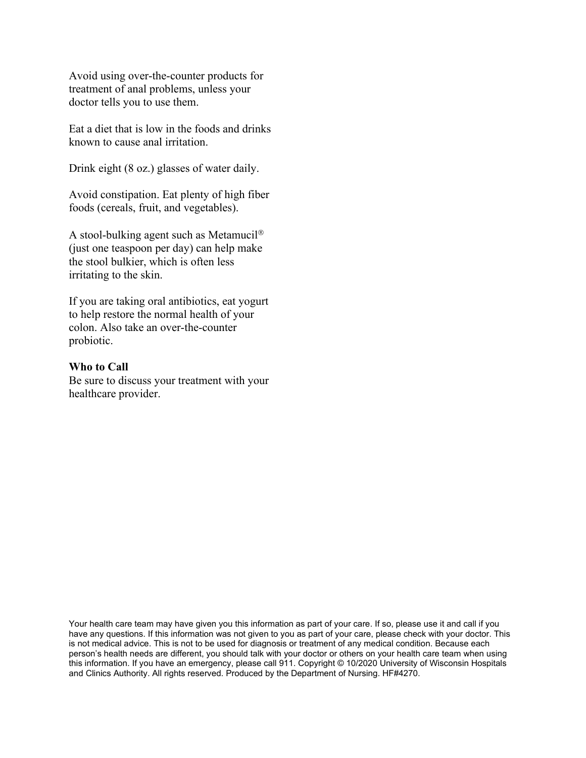Avoid using over-the-counter products for treatment of anal problems, unless your doctor tells you to use them.

Eat a diet that is low in the foods and drinks known to cause anal irritation.

Drink eight (8 oz.) glasses of water daily.

Avoid constipation. Eat plenty of high fiber foods (cereals, fruit, and vegetables).

A stool-bulking agent such as Metamucil® (just one teaspoon per day) can help make the stool bulkier, which is often less irritating to the skin.

If you are taking oral antibiotics, eat yogurt to help restore the normal health of your colon. Also take an over-the-counter probiotic.

**Who to Call**

Be sure to discuss your treatment with your healthcare provider.

Your health care team may have given you this information as part of your care. If so, please use it and call if you have any questions. If this information was not given to you as part of your care, please check with your doctor. This is not medical advice. This is not to be used for diagnosis or treatment of any medical condition. Because each person's health needs are different, you should talk with your doctor or others on your health care team when using this information. If you have an emergency, please call 911. Copyright © 10/2020 University of Wisconsin Hospitals and Clinics Authority. All rights reserved. Produced by the Department of Nursing. HF#4270.